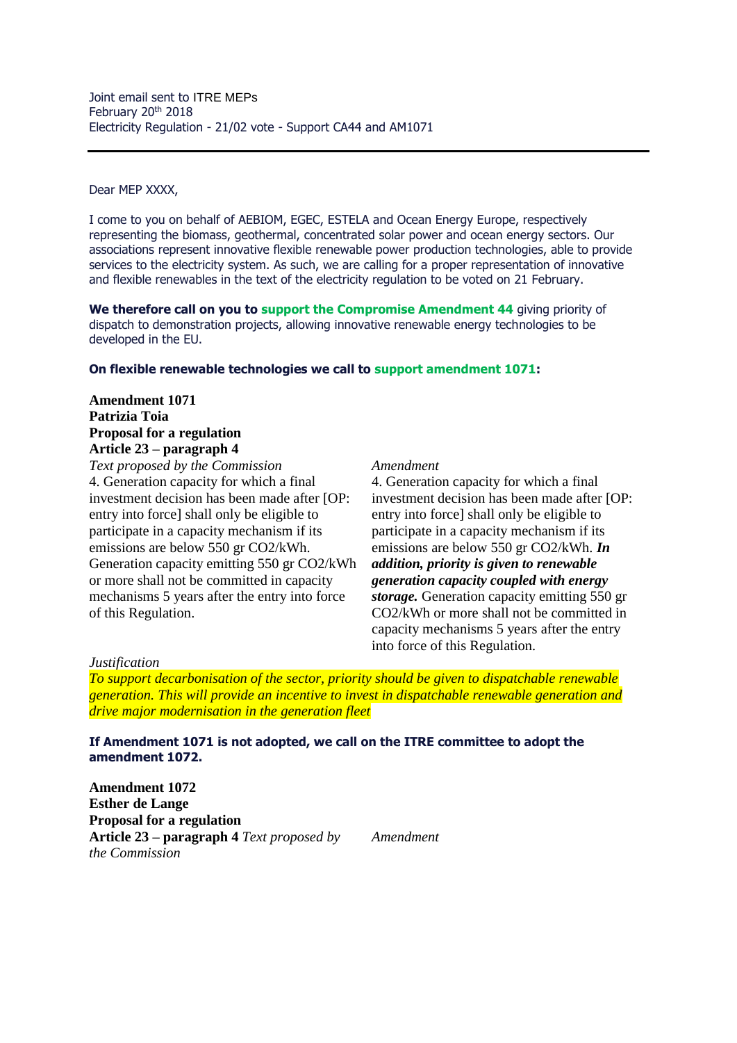Joint email sent to ITRE MEPs
February 20th 2018
Electricity Regulation - 21/02 vote - Support CA44 and AM1071

---

Dear MEP XXXX,

I come to you on behalf of AEBIOM, EGEC, ESTELA and Ocean Energy Europe, respectively representing the biomass, geothermal, concentrated solar power and ocean energy sectors. Our associations represent innovative flexible renewable power production technologies, able to provide services to the electricity system. As such, we are calling for a proper representation of innovative and flexible renewables in the text of the electricity regulation to be voted on 21 February.

**We therefore call on you to support the Compromise Amendment 44** giving priority of dispatch to demonstration projects, allowing innovative renewable energy technologies to be developed in the EU.

**On flexible renewable technologies we call to support amendment 1071:**

**Amendment 1071**
**Patrizia Toia**
**Proposal for a regulation**
**Article 23 – paragraph 4**

| *Text proposed by the Commission* | *Amendment* |
|---|---|
| 4. Generation capacity for which a final investment decision has been made after [OP: entry into force] shall only be eligible to participate in a capacity mechanism if its emissions are below 550 gr $CO_2$/kWh. Generation capacity emitting 550 gr $CO_2$/kWh or more shall not be committed in capacity mechanisms 5 years after the entry into force of this Regulation. | 4. Generation capacity for which a final investment decision has been made after [OP: entry into force] shall only be eligible to participate in a capacity mechanism if its emissions are below 550 gr $CO_2$/kWh. ***In addition, priority is given to renewable generation capacity coupled with energy storage.*** Generation capacity emitting 550 gr $CO_2$/kWh or more shall not be committed in capacity mechanisms 5 years after the entry into force of this Regulation. |

*Justification*
*To support decarbonisation of the sector, priority should be given to dispatchable renewable generation. This will provide an incentive to invest in dispatchable renewable generation and drive major modernisation in the generation fleet*

**If Amendment 1071 is not adopted, we call on the ITRE committee to adopt the amendment 1072.**

**Amendment 1072**
**Esther de Lange**
**Proposal for a regulation**
**Article 23 – paragraph 4**

| *Text proposed by the Commission* | *Amendment* |
|---|---|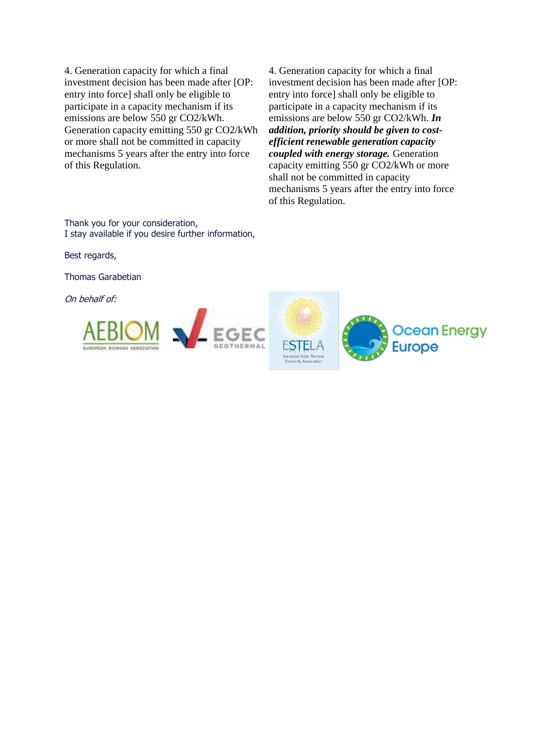| | |
|---|---|
| 4. Generation capacity for which a final investment decision has been made after [OP: entry into force] shall only be eligible to participate in a capacity mechanism if its emissions are below 550 gr $CO_2$/kWh. Generation capacity emitting 550 gr $CO_2$/kWh or more shall not be committed in capacity mechanisms 5 years after the entry into force of this Regulation. | 4. Generation capacity for which a final investment decision has been made after [OP: entry into force] shall only be eligible to participate in a capacity mechanism if its emissions are below 550 gr $CO_2$/kWh. ***In addition, priority should be given to cost-efficient renewable generation capacity coupled with energy storage.*** Generation capacity emitting 550 gr $CO_2$/kWh or more shall not be committed in capacity mechanisms 5 years after the entry into force of this Regulation. |

Thank you for your consideration,
I stay available if you desire further information,

Best regards,

Thomas Garabetian

*On behalf of:*

AEBIOM European Biomass Association

EGEC Geothermal

ESTELA European Solar Thermal Electricity Association

Ocean Energy Europe